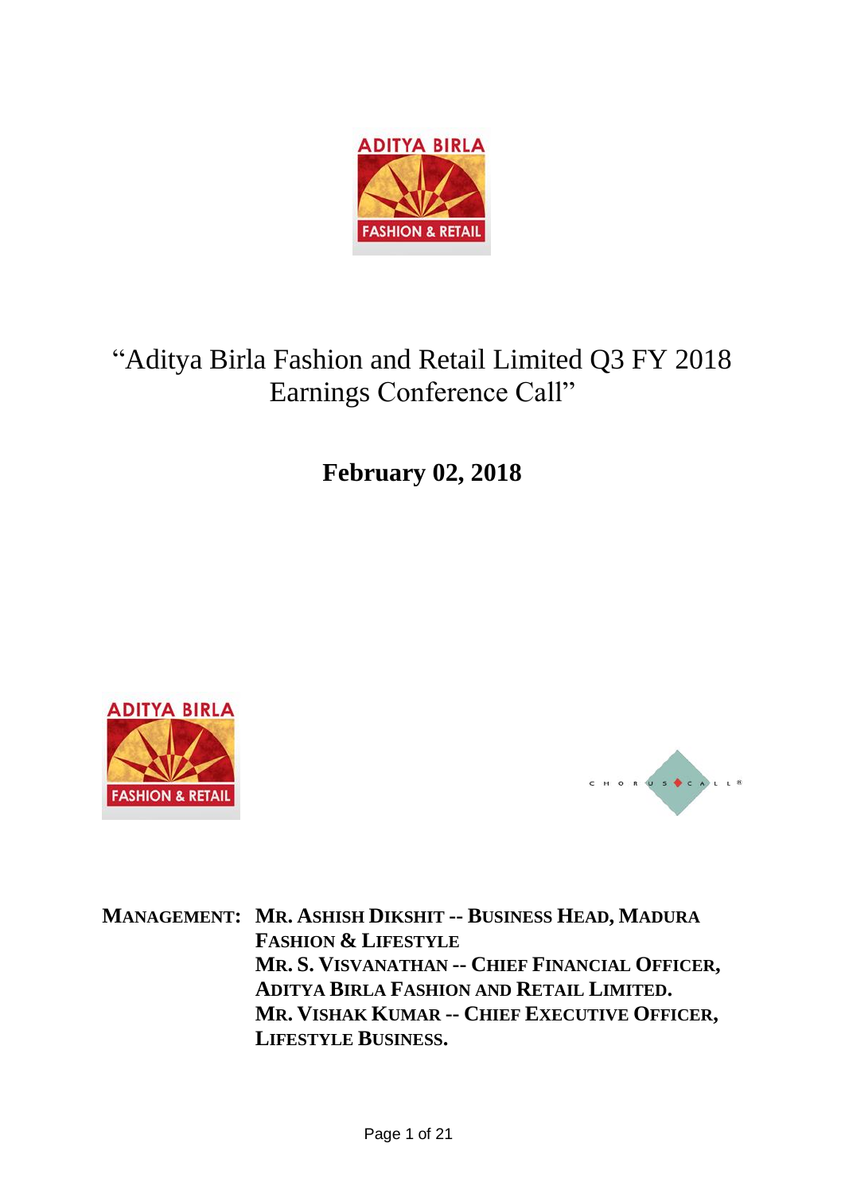# "Aditya Birla Fashion and Retail Limited Q3 FY 2018 Earnings Conference Call"

## February 02, 2018

**MANAGEMENT: MR. ASHISH DIKSHIT -- BUSINESS HEAD, MADURA FASHION & LIFESTYLE**
**MR. S. VISVANATHAN -- CHIEF FINANCIAL OFFICER, ADITYA BIRLA FASHION AND RETAIL LIMITED.**
**MR. VISHAK KUMAR -- CHIEF EXECUTIVE OFFICER, LIFESTYLE BUSINESS.**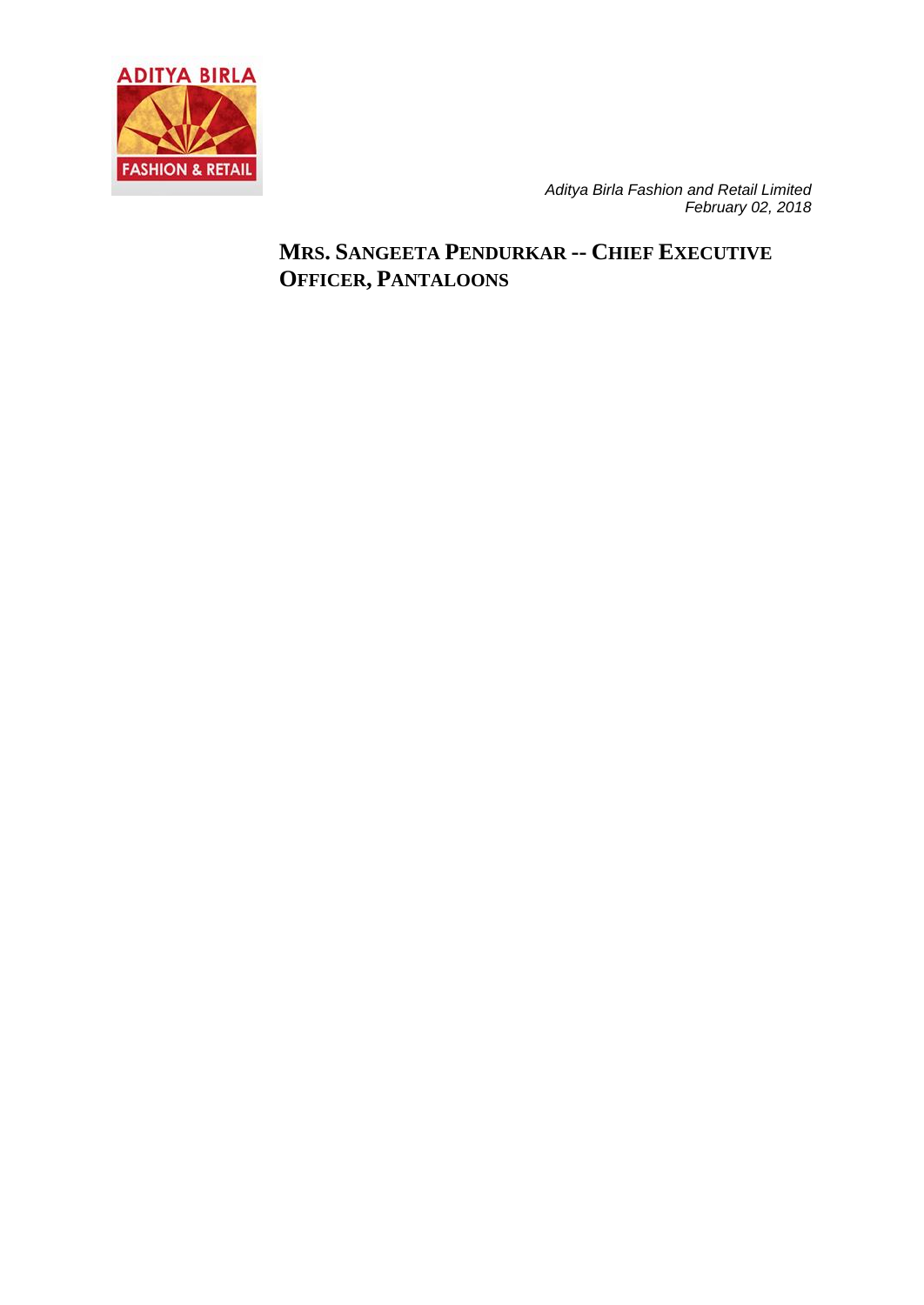*Aditya Birla Fashion and Retail Limited*
*February 02, 2018*

## MRS. SANGEETA PENDURKAR -- CHIEF EXECUTIVE OFFICER, PANTALOONS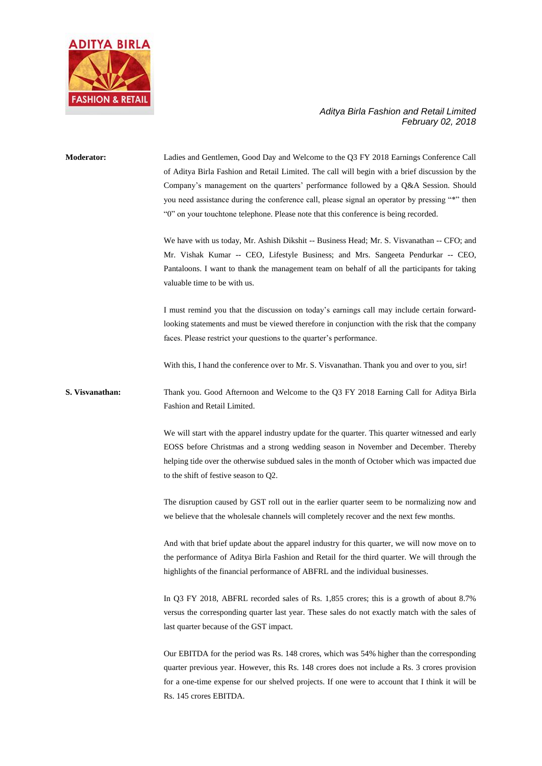**Moderator:** Ladies and Gentlemen, Good Day and Welcome to the Q3 FY 2018 Earnings Conference Call of Aditya Birla Fashion and Retail Limited. The call will begin with a brief discussion by the Company's management on the quarters' performance followed by a Q&A Session. Should you need assistance during the conference call, please signal an operator by pressing "*" then "0" on your touchtone telephone. Please note that this conference is being recorded.

We have with us today, Mr. Ashish Dikshit -- Business Head; Mr. S. Visvanathan -- CFO; and Mr. Vishak Kumar -- CEO, Lifestyle Business; and Mrs. Sangeeta Pendurkar -- CEO, Pantaloons. I want to thank the management team on behalf of all the participants for taking valuable time to be with us.

I must remind you that the discussion on today's earnings call may include certain forward-looking statements and must be viewed therefore in conjunction with the risk that the company faces. Please restrict your questions to the quarter's performance.

With this, I hand the conference over to Mr. S. Visvanathan. Thank you and over to you, sir!

**S. Visvanathan:** Thank you. Good Afternoon and Welcome to the Q3 FY 2018 Earning Call for Aditya Birla Fashion and Retail Limited.

We will start with the apparel industry update for the quarter. This quarter witnessed and early EOSS before Christmas and a strong wedding season in November and December. Thereby helping tide over the otherwise subdued sales in the month of October which was impacted due to the shift of festive season to Q2.

The disruption caused by GST roll out in the earlier quarter seem to be normalizing now and we believe that the wholesale channels will completely recover and the next few months.

And with that brief update about the apparel industry for this quarter, we will now move on to the performance of Aditya Birla Fashion and Retail for the third quarter. We will through the highlights of the financial performance of ABFRL and the individual businesses.

In Q3 FY 2018, ABFRL recorded sales of Rs. 1,855 crores; this is a growth of about 8.7% versus the corresponding quarter last year. These sales do not exactly match with the sales of last quarter because of the GST impact.

Our EBITDA for the period was Rs. 148 crores, which was 54% higher than the corresponding quarter previous year. However, this Rs. 148 crores does not include a Rs. 3 crores provision for a one-time expense for our shelved projects. If one were to account that I think it will be Rs. 145 crores EBITDA.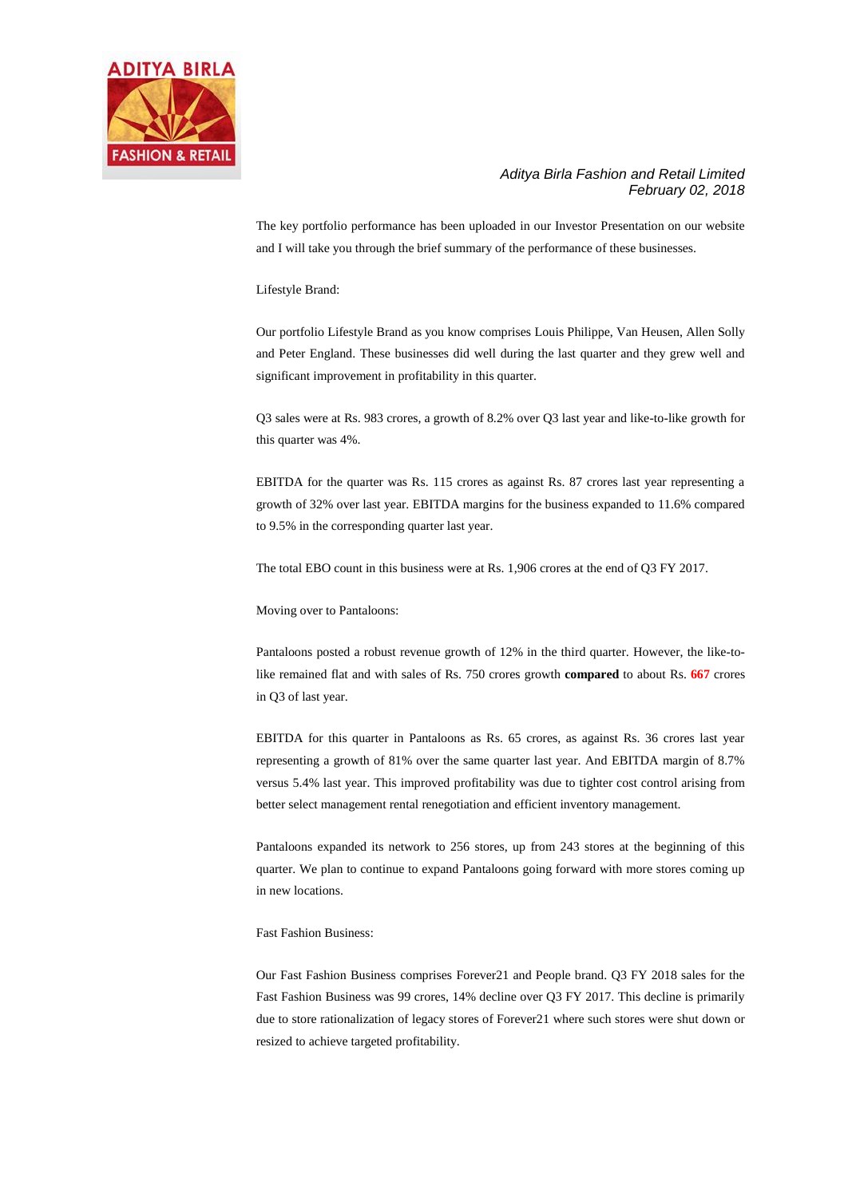The key portfolio performance has been uploaded in our Investor Presentation on our website and I will take you through the brief summary of the performance of these businesses.

Lifestyle Brand:

Our portfolio Lifestyle Brand as you know comprises Louis Philippe, Van Heusen, Allen Solly and Peter England. These businesses did well during the last quarter and they grew well and significant improvement in profitability in this quarter.

Q3 sales were at Rs. 983 crores, a growth of 8.2% over Q3 last year and like-to-like growth for this quarter was 4%.

EBITDA for the quarter was Rs. 115 crores as against Rs. 87 crores last year representing a growth of 32% over last year. EBITDA margins for the business expanded to 11.6% compared to 9.5% in the corresponding quarter last year.

The total EBO count in this business were at Rs. 1,906 crores at the end of Q3 FY 2017.

Moving over to Pantaloons:

Pantaloons posted a robust revenue growth of 12% in the third quarter. However, the like-to-like remained flat and with sales of Rs. 750 crores growth **compared** to about Rs. **667** crores in Q3 of last year.

EBITDA for this quarter in Pantaloons as Rs. 65 crores, as against Rs. 36 crores last year representing a growth of 81% over the same quarter last year. And EBITDA margin of 8.7% versus 5.4% last year. This improved profitability was due to tighter cost control arising from better select management rental renegotiation and efficient inventory management.

Pantaloons expanded its network to 256 stores, up from 243 stores at the beginning of this quarter. We plan to continue to expand Pantaloons going forward with more stores coming up in new locations.

Fast Fashion Business:

Our Fast Fashion Business comprises Forever21 and People brand. Q3 FY 2018 sales for the Fast Fashion Business was 99 crores, 14% decline over Q3 FY 2017. This decline is primarily due to store rationalization of legacy stores of Forever21 where such stores were shut down or resized to achieve targeted profitability.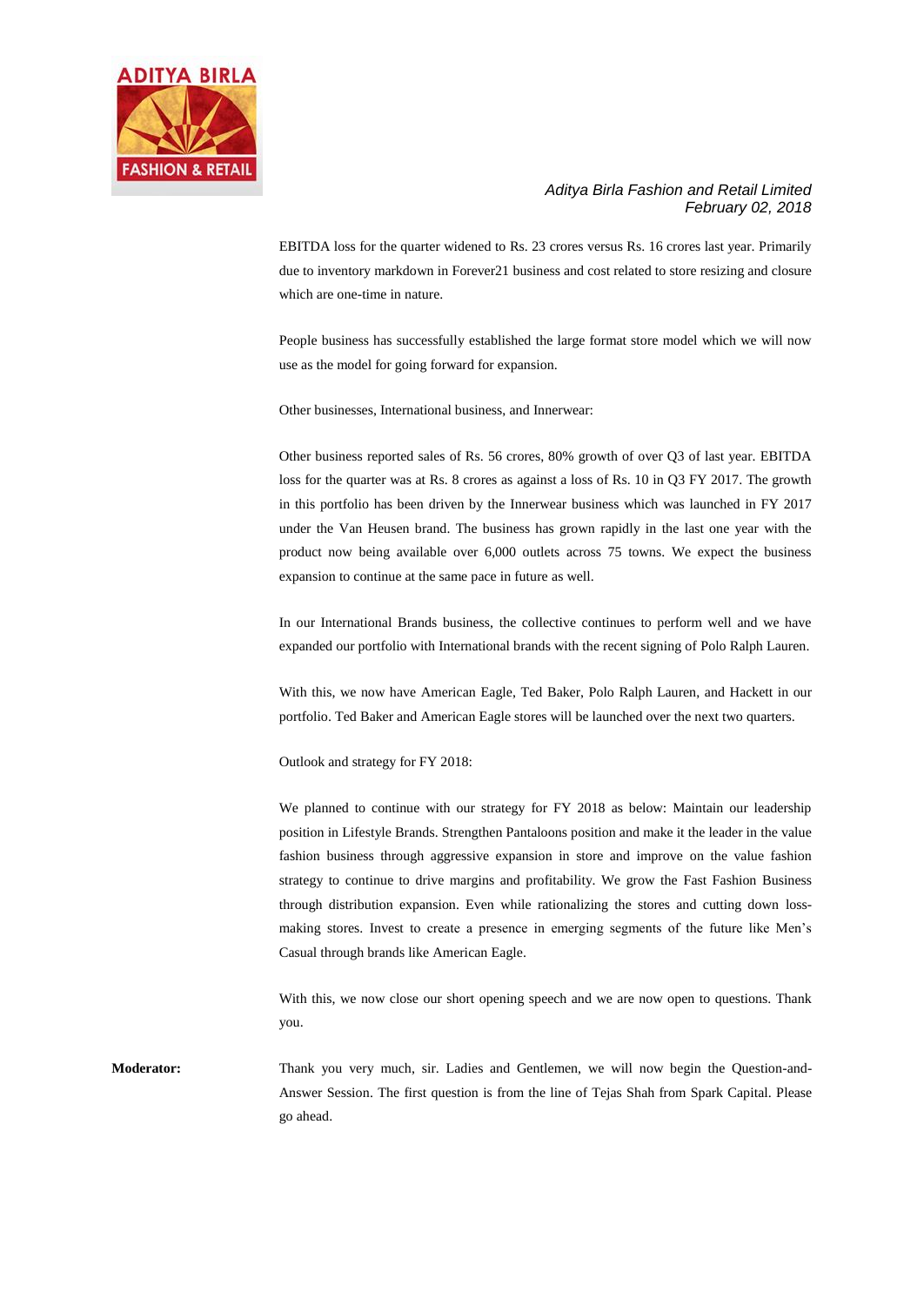EBITDA loss for the quarter widened to Rs. 23 crores versus Rs. 16 crores last year. Primarily due to inventory markdown in Forever21 business and cost related to store resizing and closure which are one-time in nature.

People business has successfully established the large format store model which we will now use as the model for going forward for expansion.

Other businesses, International business, and Innerwear:

Other business reported sales of Rs. 56 crores, 80% growth of over Q3 of last year. EBITDA loss for the quarter was at Rs. 8 crores as against a loss of Rs. 10 in Q3 FY 2017. The growth in this portfolio has been driven by the Innerwear business which was launched in FY 2017 under the Van Heusen brand. The business has grown rapidly in the last one year with the product now being available over 6,000 outlets across 75 towns. We expect the business expansion to continue at the same pace in future as well.

In our International Brands business, the collective continues to perform well and we have expanded our portfolio with International brands with the recent signing of Polo Ralph Lauren.

With this, we now have American Eagle, Ted Baker, Polo Ralph Lauren, and Hackett in our portfolio. Ted Baker and American Eagle stores will be launched over the next two quarters.

Outlook and strategy for FY 2018:

We planned to continue with our strategy for FY 2018 as below: Maintain our leadership position in Lifestyle Brands. Strengthen Pantaloons position and make it the leader in the value fashion business through aggressive expansion in store and improve on the value fashion strategy to continue to drive margins and profitability. We grow the Fast Fashion Business through distribution expansion. Even while rationalizing the stores and cutting down loss-making stores. Invest to create a presence in emerging segments of the future like Men's Casual through brands like American Eagle.

With this, we now close our short opening speech and we are now open to questions. Thank you.

**Moderator:** Thank you very much, sir. Ladies and Gentlemen, we will now begin the Question-and-Answer Session. The first question is from the line of Tejas Shah from Spark Capital. Please go ahead.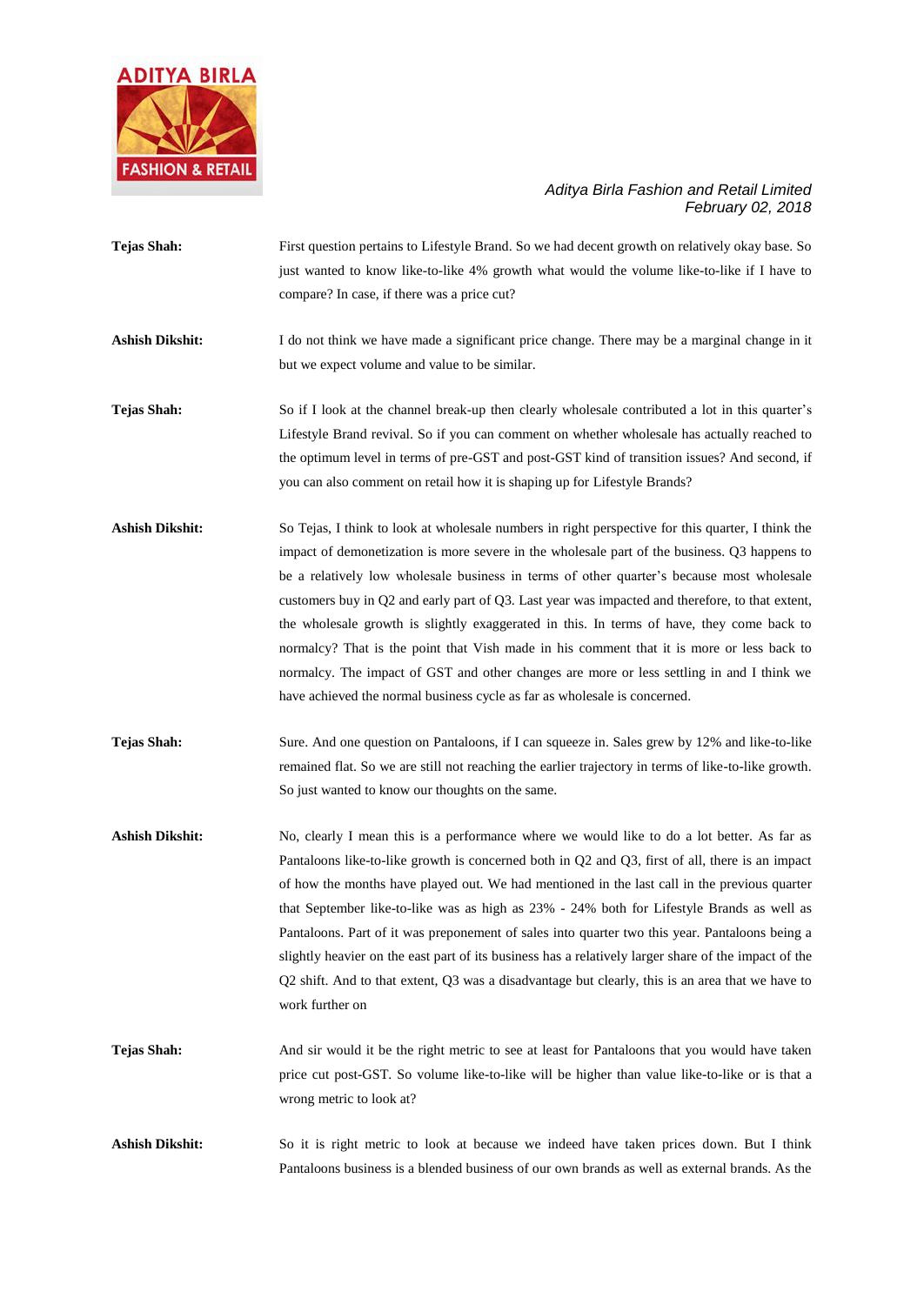**Tejas Shah:** First question pertains to Lifestyle Brand. So we had decent growth on relatively okay base. So just wanted to know like-to-like 4% growth what would the volume like-to-like if I have to compare? In case, if there was a price cut?

**Ashish Dikshit:** I do not think we have made a significant price change. There may be a marginal change in it but we expect volume and value to be similar.

**Tejas Shah:** So if I look at the channel break-up then clearly wholesale contributed a lot in this quarter's Lifestyle Brand revival. So if you can comment on whether wholesale has actually reached to the optimum level in terms of pre-GST and post-GST kind of transition issues? And second, if you can also comment on retail how it is shaping up for Lifestyle Brands?

**Ashish Dikshit:** So Tejas, I think to look at wholesale numbers in right perspective for this quarter, I think the impact of demonetization is more severe in the wholesale part of the business. Q3 happens to be a relatively low wholesale business in terms of other quarter's because most wholesale customers buy in Q2 and early part of Q3. Last year was impacted and therefore, to that extent, the wholesale growth is slightly exaggerated in this. In terms of have, they come back to normalcy? That is the point that Vish made in his comment that it is more or less back to normalcy. The impact of GST and other changes are more or less settling in and I think we have achieved the normal business cycle as far as wholesale is concerned.

**Tejas Shah:** Sure. And one question on Pantaloons, if I can squeeze in. Sales grew by 12% and like-to-like remained flat. So we are still not reaching the earlier trajectory in terms of like-to-like growth. So just wanted to know our thoughts on the same.

**Ashish Dikshit:** No, clearly I mean this is a performance where we would like to do a lot better. As far as Pantaloons like-to-like growth is concerned both in Q2 and Q3, first of all, there is an impact of how the months have played out. We had mentioned in the last call in the previous quarter that September like-to-like was as high as 23% - 24% both for Lifestyle Brands as well as Pantaloons. Part of it was preponement of sales into quarter two this year. Pantaloons being a slightly heavier on the east part of its business has a relatively larger share of the impact of the Q2 shift. And to that extent, Q3 was a disadvantage but clearly, this is an area that we have to work further on

**Tejas Shah:** And sir would it be the right metric to see at least for Pantaloons that you would have taken price cut post-GST. So volume like-to-like will be higher than value like-to-like or is that a wrong metric to look at?

**Ashish Dikshit:** So it is right metric to look at because we indeed have taken prices down. But I think Pantaloons business is a blended business of our own brands as well as external brands. As the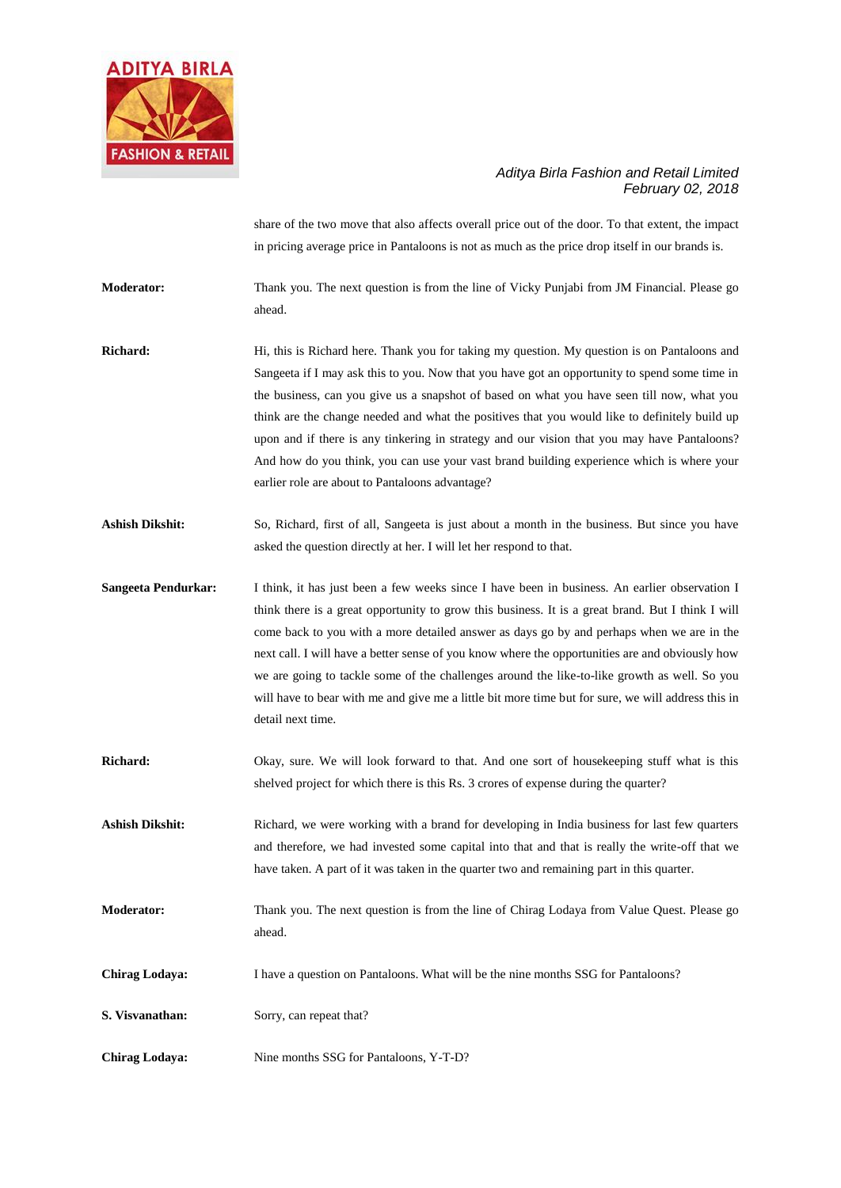share of the two move that also affects overall price out of the door. To that extent, the impact in pricing average price in Pantaloons is not as much as the price drop itself in our brands is.

**Moderator:** Thank you. The next question is from the line of Vicky Punjabi from JM Financial. Please go ahead.

**Richard:** Hi, this is Richard here. Thank you for taking my question. My question is on Pantaloons and Sangeeta if I may ask this to you. Now that you have got an opportunity to spend some time in the business, can you give us a snapshot of based on what you have seen till now, what you think are the change needed and what the positives that you would like to definitely build up upon and if there is any tinkering in strategy and our vision that you may have Pantaloons? And how do you think, you can use your vast brand building experience which is where your earlier role are about to Pantaloons advantage?

**Ashish Dikshit:** So, Richard, first of all, Sangeeta is just about a month in the business. But since you have asked the question directly at her. I will let her respond to that.

**Sangeeta Pendurkar:** I think, it has just been a few weeks since I have been in business. An earlier observation I think there is a great opportunity to grow this business. It is a great brand. But I think I will come back to you with a more detailed answer as days go by and perhaps when we are in the next call. I will have a better sense of you know where the opportunities are and obviously how we are going to tackle some of the challenges around the like-to-like growth as well. So you will have to bear with me and give me a little bit more time but for sure, we will address this in detail next time.

**Richard:** Okay, sure. We will look forward to that. And one sort of housekeeping stuff what is this shelved project for which there is this Rs. 3 crores of expense during the quarter?

**Ashish Dikshit:** Richard, we were working with a brand for developing in India business for last few quarters and therefore, we had invested some capital into that and that is really the write-off that we have taken. A part of it was taken in the quarter two and remaining part in this quarter.

**Moderator:** Thank you. The next question is from the line of Chirag Lodaya from Value Quest. Please go ahead.

**Chirag Lodaya:** I have a question on Pantaloons. What will be the nine months SSG for Pantaloons?

**S. Visvanathan:** Sorry, can repeat that?

**Chirag Lodaya:** Nine months SSG for Pantaloons, Y-T-D?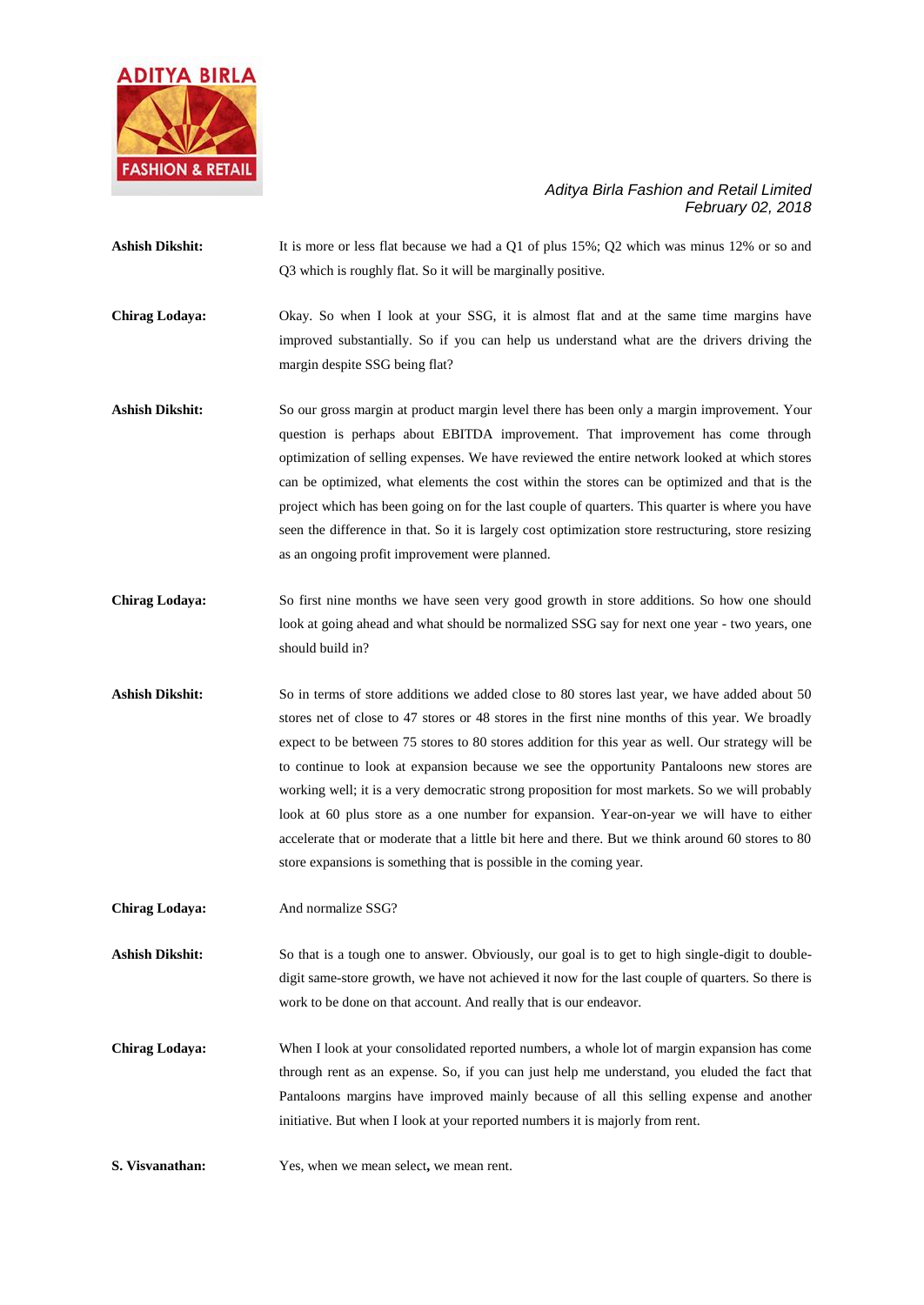**Ashish Dikshit:** It is more or less flat because we had a Q1 of plus 15%; Q2 which was minus 12% or so and Q3 which is roughly flat. So it will be marginally positive.

**Chirag Lodaya:** Okay. So when I look at your SSG, it is almost flat and at the same time margins have improved substantially. So if you can help us understand what are the drivers driving the margin despite SSG being flat?

**Ashish Dikshit:** So our gross margin at product margin level there has been only a margin improvement. Your question is perhaps about EBITDA improvement. That improvement has come through optimization of selling expenses. We have reviewed the entire network looked at which stores can be optimized, what elements the cost within the stores can be optimized and that is the project which has been going on for the last couple of quarters. This quarter is where you have seen the difference in that. So it is largely cost optimization store restructuring, store resizing as an ongoing profit improvement were planned.

**Chirag Lodaya:** So first nine months we have seen very good growth in store additions. So how one should look at going ahead and what should be normalized SSG say for next one year - two years, one should build in?

**Ashish Dikshit:** So in terms of store additions we added close to 80 stores last year, we have added about 50 stores net of close to 47 stores or 48 stores in the first nine months of this year. We broadly expect to be between 75 stores to 80 stores addition for this year as well. Our strategy will be to continue to look at expansion because we see the opportunity Pantaloons new stores are working well; it is a very democratic strong proposition for most markets. So we will probably look at 60 plus store as a one number for expansion. Year-on-year we will have to either accelerate that or moderate that a little bit here and there. But we think around 60 stores to 80 store expansions is something that is possible in the coming year.

**Chirag Lodaya:** And normalize SSG?

**Ashish Dikshit:** So that is a tough one to answer. Obviously, our goal is to get to high single-digit to double-digit same-store growth, we have not achieved it now for the last couple of quarters. So there is work to be done on that account. And really that is our endeavor.

**Chirag Lodaya:** When I look at your consolidated reported numbers, a whole lot of margin expansion has come through rent as an expense. So, if you can just help me understand, you eluded the fact that Pantaloons margins have improved mainly because of all this selling expense and another initiative. But when I look at your reported numbers it is majorly from rent.

**S. Visvanathan:** Yes, when we mean select**,** we mean rent.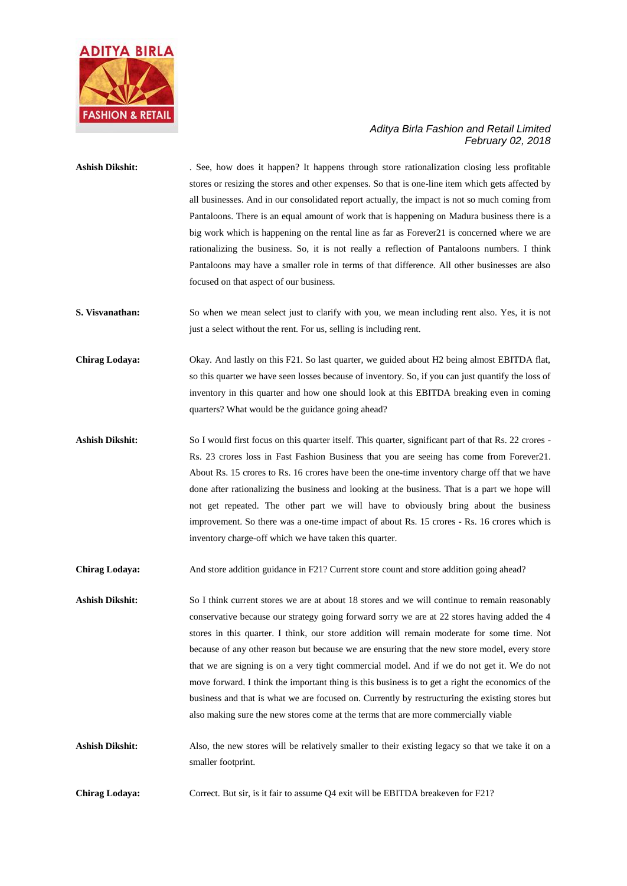**Ashish Dikshit:** . See, how does it happen? It happens through store rationalization closing less profitable stores or resizing the stores and other expenses. So that is one-line item which gets affected by all businesses. And in our consolidated report actually, the impact is not so much coming from Pantaloons. There is an equal amount of work that is happening on Madura business there is a big work which is happening on the rental line as far as Forever21 is concerned where we are rationalizing the business. So, it is not really a reflection of Pantaloons numbers. I think Pantaloons may have a smaller role in terms of that difference. All other businesses are also focused on that aspect of our business.

**S. Visvanathan:** So when we mean select just to clarify with you, we mean including rent also. Yes, it is not just a select without the rent. For us, selling is including rent.

**Chirag Lodaya:** Okay. And lastly on this F21. So last quarter, we guided about H2 being almost EBITDA flat, so this quarter we have seen losses because of inventory. So, if you can just quantify the loss of inventory in this quarter and how one should look at this EBITDA breaking even in coming quarters? What would be the guidance going ahead?

**Ashish Dikshit:** So I would first focus on this quarter itself. This quarter, significant part of that Rs. 22 crores - Rs. 23 crores loss in Fast Fashion Business that you are seeing has come from Forever21. About Rs. 15 crores to Rs. 16 crores have been the one-time inventory charge off that we have done after rationalizing the business and looking at the business. That is a part we hope will not get repeated. The other part we will have to obviously bring about the business improvement. So there was a one-time impact of about Rs. 15 crores - Rs. 16 crores which is inventory charge-off which we have taken this quarter.

**Chirag Lodaya:** And store addition guidance in F21? Current store count and store addition going ahead?

**Ashish Dikshit:** So I think current stores we are at about 18 stores and we will continue to remain reasonably conservative because our strategy going forward sorry we are at 22 stores having added the 4 stores in this quarter. I think, our store addition will remain moderate for some time. Not because of any other reason but because we are ensuring that the new store model, every store that we are signing is on a very tight commercial model. And if we do not get it. We do not move forward. I think the important thing is this business is to get a right the economics of the business and that is what we are focused on. Currently by restructuring the existing stores but also making sure the new stores come at the terms that are more commercially viable

**Ashish Dikshit:** Also, the new stores will be relatively smaller to their existing legacy so that we take it on a smaller footprint.

**Chirag Lodaya:** Correct. But sir, is it fair to assume Q4 exit will be EBITDA breakeven for F21?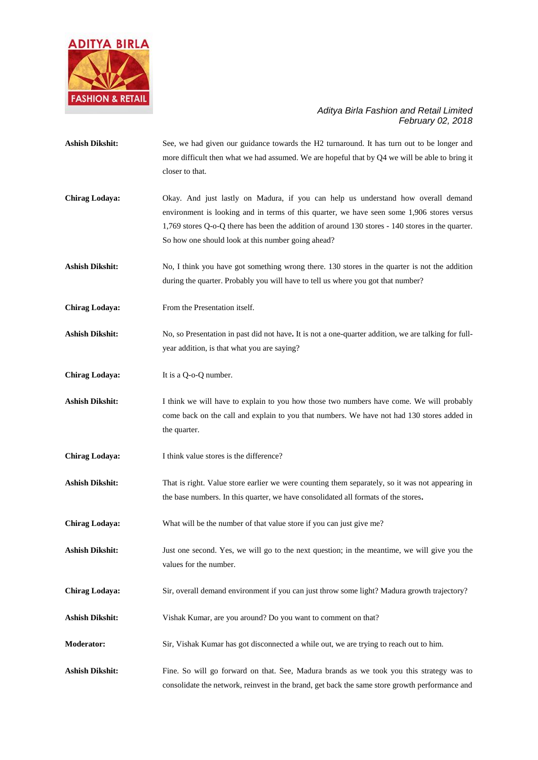**Ashish Dikshit:** See, we had given our guidance towards the H2 turnaround. It has turn out to be longer and more difficult then what we had assumed. We are hopeful that by Q4 we will be able to bring it closer to that.

**Chirag Lodaya:** Okay. And just lastly on Madura, if you can help us understand how overall demand environment is looking and in terms of this quarter, we have seen some 1,906 stores versus 1,769 stores Q-o-Q there has been the addition of around 130 stores - 140 stores in the quarter. So how one should look at this number going ahead?

**Ashish Dikshit:** No, I think you have got something wrong there. 130 stores in the quarter is not the addition during the quarter. Probably you will have to tell us where you got that number?

**Chirag Lodaya:** From the Presentation itself.

**Ashish Dikshit:** No, so Presentation in past did not have**.** It is not a one-quarter addition, we are talking for full-year addition, is that what you are saying?

**Chirag Lodaya:** It is a Q-o-Q number.

**Ashish Dikshit:** I think we will have to explain to you how those two numbers have come. We will probably come back on the call and explain to you that numbers. We have not had 130 stores added in the quarter.

**Chirag Lodaya:** I think value stores is the difference?

**Ashish Dikshit:** That is right. Value store earlier we were counting them separately, so it was not appearing in the base numbers. In this quarter, we have consolidated all formats of the stores**.**

**Chirag Lodaya:** What will be the number of that value store if you can just give me?

**Ashish Dikshit:** Just one second. Yes, we will go to the next question; in the meantime, we will give you the values for the number.

**Chirag Lodaya:** Sir, overall demand environment if you can just throw some light? Madura growth trajectory?

**Ashish Dikshit:** Vishak Kumar, are you around? Do you want to comment on that?

**Moderator:** Sir, Vishak Kumar has got disconnected a while out, we are trying to reach out to him.

**Ashish Dikshit:** Fine. So will go forward on that. See, Madura brands as we took you this strategy was to consolidate the network, reinvest in the brand, get back the same store growth performance and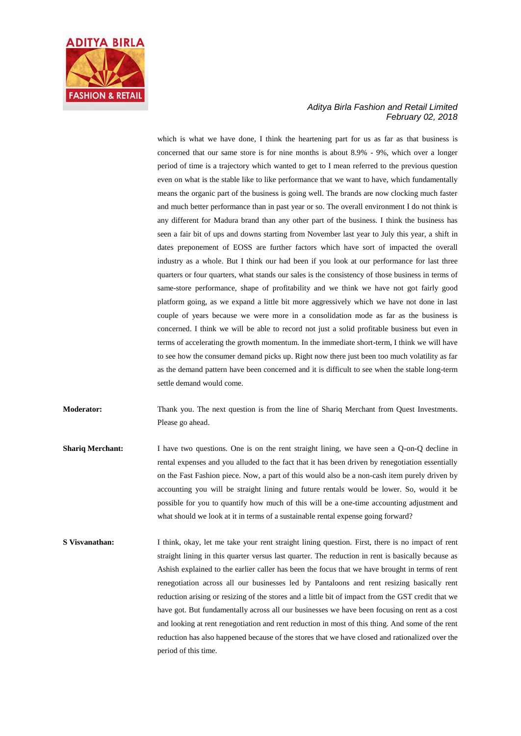which is what we have done, I think the heartening part for us as far as that business is concerned that our same store is for nine months is about 8.9% - 9%, which over a longer period of time is a trajectory which wanted to get to I mean referred to the previous question even on what is the stable like to like performance that we want to have, which fundamentally means the organic part of the business is going well. The brands are now clocking much faster and much better performance than in past year or so. The overall environment I do not think is any different for Madura brand than any other part of the business. I think the business has seen a fair bit of ups and downs starting from November last year to July this year, a shift in dates preponement of EOSS are further factors which have sort of impacted the overall industry as a whole. But I think our had been if you look at our performance for last three quarters or four quarters, what stands our sales is the consistency of those business in terms of same-store performance, shape of profitability and we think we have not got fairly good platform going, as we expand a little bit more aggressively which we have not done in last couple of years because we were more in a consolidation mode as far as the business is concerned. I think we will be able to record not just a solid profitable business but even in terms of accelerating the growth momentum. In the immediate short-term, I think we will have to see how the consumer demand picks up. Right now there just been too much volatility as far as the demand pattern have been concerned and it is difficult to see when the stable long-term settle demand would come.

**Moderator:** Thank you. The next question is from the line of Shariq Merchant from Quest Investments. Please go ahead.

**Shariq Merchant:** I have two questions. One is on the rent straight lining, we have seen a Q-on-Q decline in rental expenses and you alluded to the fact that it has been driven by renegotiation essentially on the Fast Fashion piece. Now, a part of this would also be a non-cash item purely driven by accounting you will be straight lining and future rentals would be lower. So, would it be possible for you to quantify how much of this will be a one-time accounting adjustment and what should we look at it in terms of a sustainable rental expense going forward?

**S Visvanathan:** I think, okay, let me take your rent straight lining question. First, there is no impact of rent straight lining in this quarter versus last quarter. The reduction in rent is basically because as Ashish explained to the earlier caller has been the focus that we have brought in terms of rent renegotiation across all our businesses led by Pantaloons and rent resizing basically rent reduction arising or resizing of the stores and a little bit of impact from the GST credit that we have got. But fundamentally across all our businesses we have been focusing on rent as a cost and looking at rent renegotiation and rent reduction in most of this thing. And some of the rent reduction has also happened because of the stores that we have closed and rationalized over the period of this time.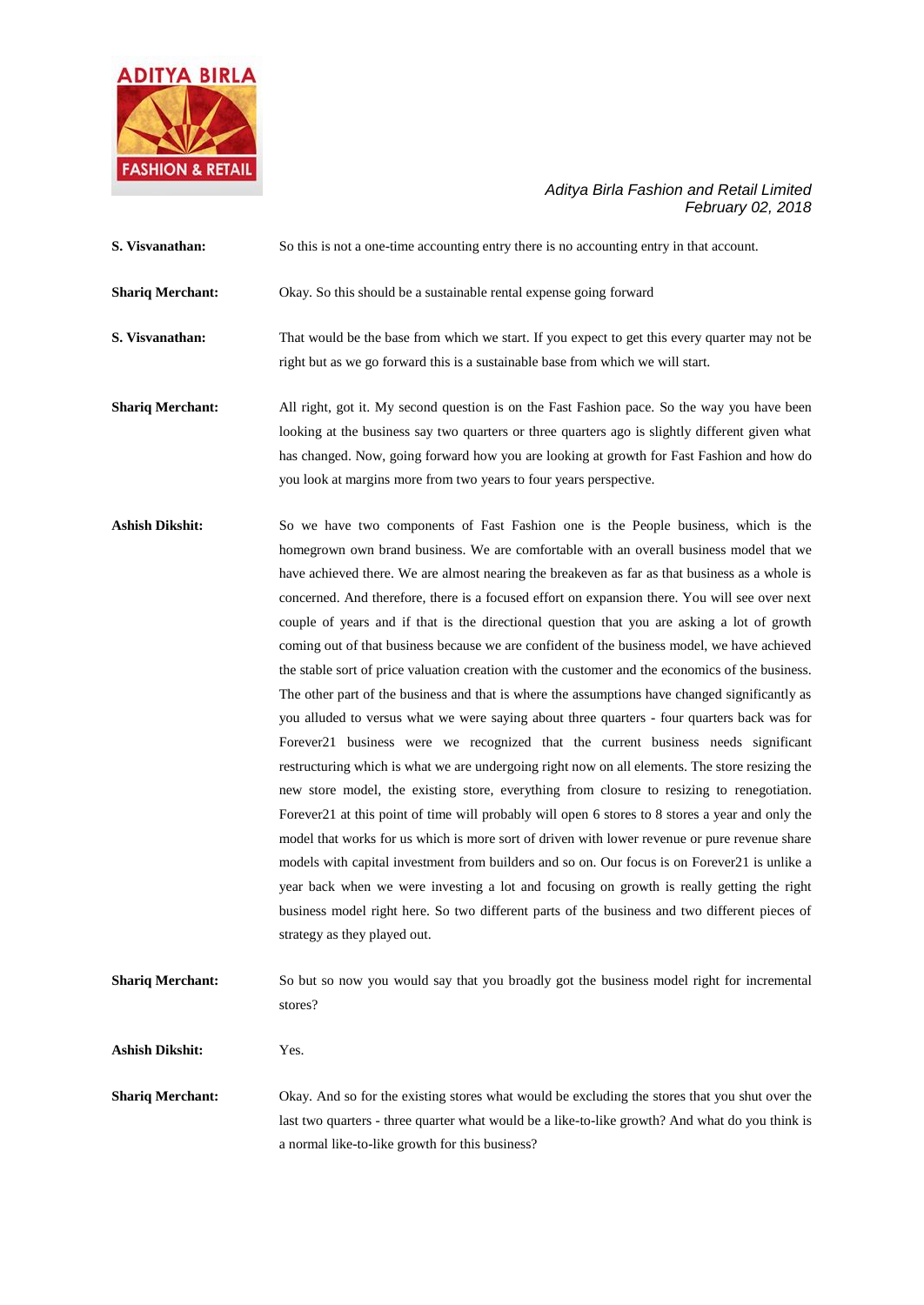**S. Visvanathan:** So this is not a one-time accounting entry there is no accounting entry in that account.

**Shariq Merchant:** Okay. So this should be a sustainable rental expense going forward

**S. Visvanathan:** That would be the base from which we start. If you expect to get this every quarter may not be right but as we go forward this is a sustainable base from which we will start.

**Shariq Merchant:** All right, got it. My second question is on the Fast Fashion pace. So the way you have been looking at the business say two quarters or three quarters ago is slightly different given what has changed. Now, going forward how you are looking at growth for Fast Fashion and how do you look at margins more from two years to four years perspective.

**Ashish Dikshit:** So we have two components of Fast Fashion one is the People business, which is the homegrown own brand business. We are comfortable with an overall business model that we have achieved there. We are almost nearing the breakeven as far as that business as a whole is concerned. And therefore, there is a focused effort on expansion there. You will see over next couple of years and if that is the directional question that you are asking a lot of growth coming out of that business because we are confident of the business model, we have achieved the stable sort of price valuation creation with the customer and the economics of the business. The other part of the business and that is where the assumptions have changed significantly as you alluded to versus what we were saying about three quarters - four quarters back was for Forever21 business were we recognized that the current business needs significant restructuring which is what we are undergoing right now on all elements. The store resizing the new store model, the existing store, everything from closure to resizing to renegotiation. Forever21 at this point of time will probably will open 6 stores to 8 stores a year and only the model that works for us which is more sort of driven with lower revenue or pure revenue share models with capital investment from builders and so on. Our focus is on Forever21 is unlike a year back when we were investing a lot and focusing on growth is really getting the right business model right here. So two different parts of the business and two different pieces of strategy as they played out.

**Shariq Merchant:** So but so now you would say that you broadly got the business model right for incremental stores?

**Ashish Dikshit:** Yes.

**Shariq Merchant:** Okay. And so for the existing stores what would be excluding the stores that you shut over the last two quarters - three quarter what would be a like-to-like growth? And what do you think is a normal like-to-like growth for this business?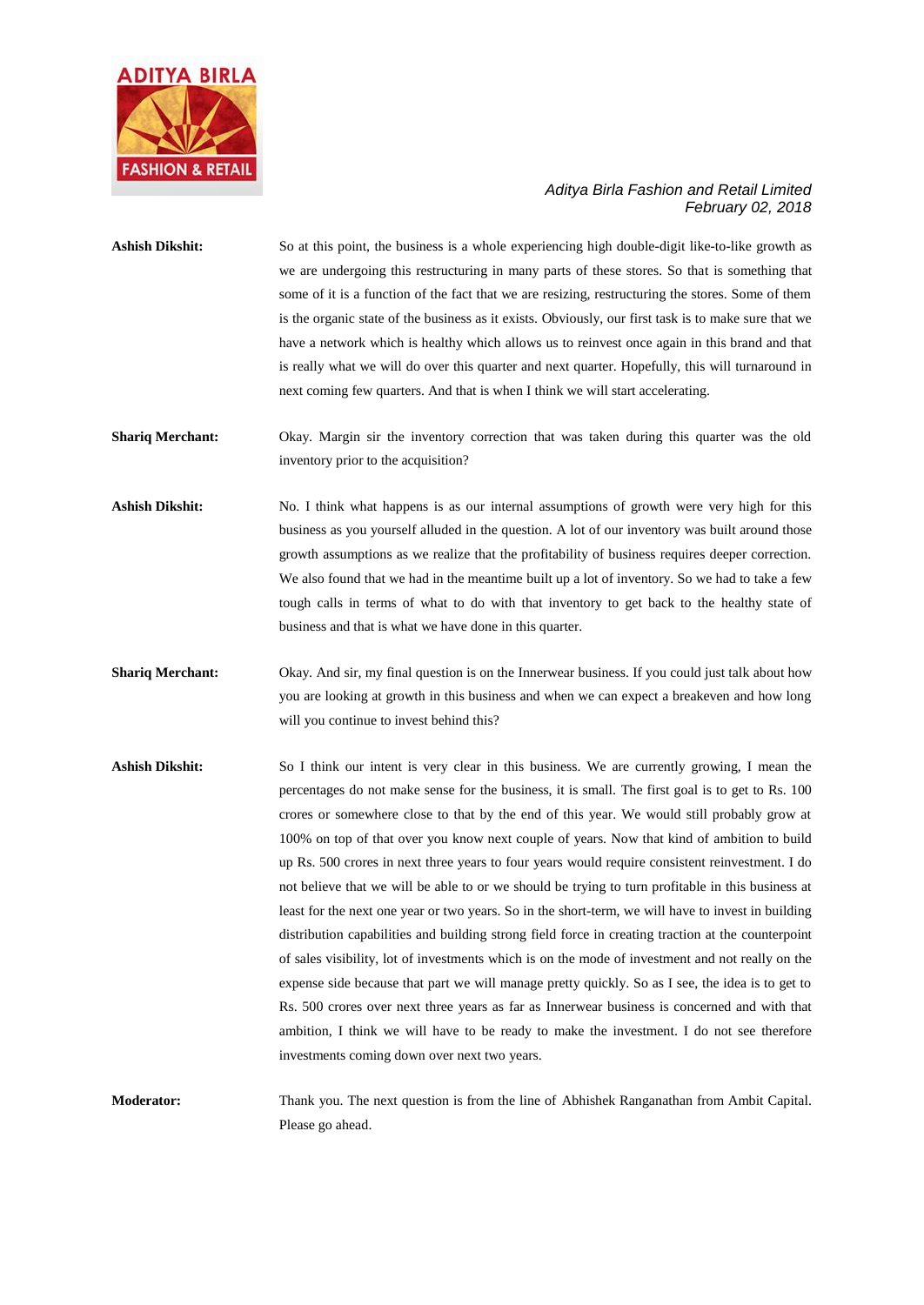**Ashish Dikshit:** So at this point, the business is a whole experiencing high double-digit like-to-like growth as we are undergoing this restructuring in many parts of these stores. So that is something that some of it is a function of the fact that we are resizing, restructuring the stores. Some of them is the organic state of the business as it exists. Obviously, our first task is to make sure that we have a network which is healthy which allows us to reinvest once again in this brand and that is really what we will do over this quarter and next quarter. Hopefully, this will turnaround in next coming few quarters. And that is when I think we will start accelerating.

**Shariq Merchant:** Okay. Margin sir the inventory correction that was taken during this quarter was the old inventory prior to the acquisition?

**Ashish Dikshit:** No. I think what happens is as our internal assumptions of growth were very high for this business as you yourself alluded in the question. A lot of our inventory was built around those growth assumptions as we realize that the profitability of business requires deeper correction. We also found that we had in the meantime built up a lot of inventory. So we had to take a few tough calls in terms of what to do with that inventory to get back to the healthy state of business and that is what we have done in this quarter.

**Shariq Merchant:** Okay. And sir, my final question is on the Innerwear business. If you could just talk about how you are looking at growth in this business and when we can expect a breakeven and how long will you continue to invest behind this?

**Ashish Dikshit:** So I think our intent is very clear in this business. We are currently growing, I mean the percentages do not make sense for the business, it is small. The first goal is to get to Rs. 100 crores or somewhere close to that by the end of this year. We would still probably grow at 100% on top of that over you know next couple of years. Now that kind of ambition to build up Rs. 500 crores in next three years to four years would require consistent reinvestment. I do not believe that we will be able to or we should be trying to turn profitable in this business at least for the next one year or two years. So in the short-term, we will have to invest in building distribution capabilities and building strong field force in creating traction at the counterpoint of sales visibility, lot of investments which is on the mode of investment and not really on the expense side because that part we will manage pretty quickly. So as I see, the idea is to get to Rs. 500 crores over next three years as far as Innerwear business is concerned and with that ambition, I think we will have to be ready to make the investment. I do not see therefore investments coming down over next two years.

**Moderator:** Thank you. The next question is from the line of Abhishek Ranganathan from Ambit Capital. Please go ahead.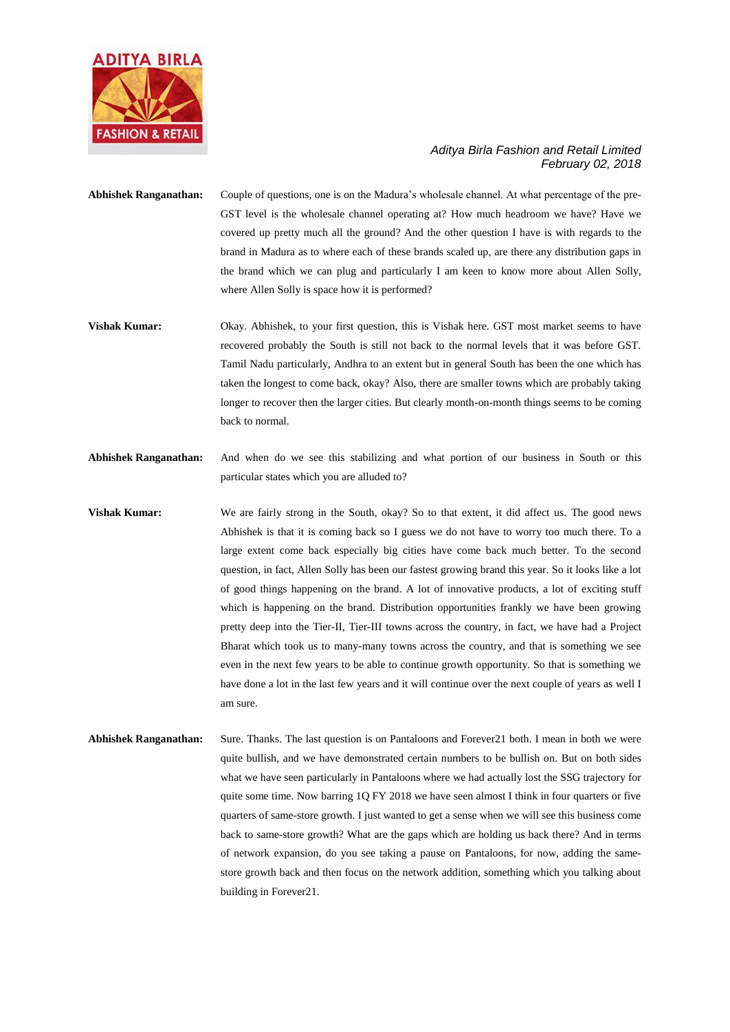**Abhishek Ranganathan:** Couple of questions, one is on the Madura's wholesale channel. At what percentage of the pre-GST level is the wholesale channel operating at? How much headroom we have? Have we covered up pretty much all the ground? And the other question I have is with regards to the brand in Madura as to where each of these brands scaled up, are there any distribution gaps in the brand which we can plug and particularly I am keen to know more about Allen Solly, where Allen Solly is space how it is performed?

**Vishak Kumar:** Okay. Abhishek, to your first question, this is Vishak here. GST most market seems to have recovered probably the South is still not back to the normal levels that it was before GST. Tamil Nadu particularly, Andhra to an extent but in general South has been the one which has taken the longest to come back, okay? Also, there are smaller towns which are probably taking longer to recover then the larger cities. But clearly month-on-month things seems to be coming back to normal.

**Abhishek Ranganathan:** And when do we see this stabilizing and what portion of our business in South or this particular states which you are alluded to?

**Vishak Kumar:** We are fairly strong in the South, okay? So to that extent, it did affect us. The good news Abhishek is that it is coming back so I guess we do not have to worry too much there. To a large extent come back especially big cities have come back much better. To the second question, in fact, Allen Solly has been our fastest growing brand this year. So it looks like a lot of good things happening on the brand. A lot of innovative products, a lot of exciting stuff which is happening on the brand. Distribution opportunities frankly we have been growing pretty deep into the Tier-II, Tier-III towns across the country, in fact, we have had a Project Bharat which took us to many-many towns across the country, and that is something we see even in the next few years to be able to continue growth opportunity. So that is something we have done a lot in the last few years and it will continue over the next couple of years as well I am sure.

**Abhishek Ranganathan:** Sure. Thanks. The last question is on Pantaloons and Forever21 both. I mean in both we were quite bullish, and we have demonstrated certain numbers to be bullish on. But on both sides what we have seen particularly in Pantaloons where we had actually lost the SSG trajectory for quite some time. Now barring 1Q FY 2018 we have seen almost I think in four quarters or five quarters of same-store growth. I just wanted to get a sense when we will see this business come back to same-store growth? What are the gaps which are holding us back there? And in terms of network expansion, do you see taking a pause on Pantaloons, for now, adding the same-store growth back and then focus on the network addition, something which you talking about building in Forever21.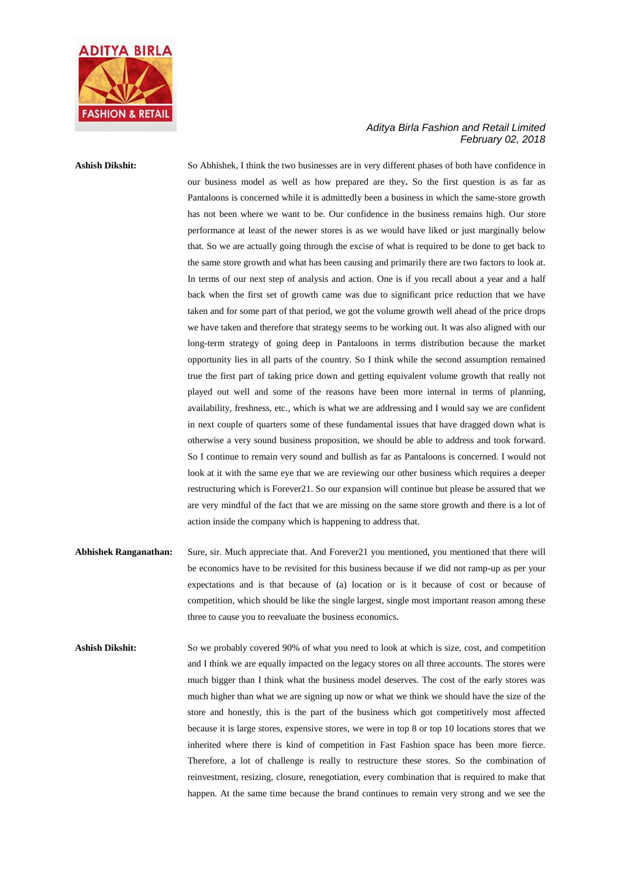**Ashish Dikshit:** So Abhishek, I think the two businesses are in very different phases of both have confidence in our business model as well as how prepared are they**.** So the first question is as far as Pantaloons is concerned while it is admittedly been a business in which the same-store growth has not been where we want to be. Our confidence in the business remains high. Our store performance at least of the newer stores is as we would have liked or just marginally below that. So we are actually going through the excise of what is required to be done to get back to the same store growth and what has been causing and primarily there are two factors to look at. In terms of our next step of analysis and action. One is if you recall about a year and a half back when the first set of growth came was due to significant price reduction that we have taken and for some part of that period, we got the volume growth well ahead of the price drops we have taken and therefore that strategy seems to be working out. It was also aligned with our long-term strategy of going deep in Pantaloons in terms distribution because the market opportunity lies in all parts of the country. So I think while the second assumption remained true the first part of taking price down and getting equivalent volume growth that really not played out well and some of the reasons have been more internal in terms of planning, availability, freshness, etc., which is what we are addressing and I would say we are confident in next couple of quarters some of these fundamental issues that have dragged down what is otherwise a very sound business proposition, we should be able to address and took forward. So I continue to remain very sound and bullish as far as Pantaloons is concerned. I would not look at it with the same eye that we are reviewing our other business which requires a deeper restructuring which is Forever21. So our expansion will continue but please be assured that we are very mindful of the fact that we are missing on the same store growth and there is a lot of action inside the company which is happening to address that.

**Abhishek Ranganathan:** Sure, sir. Much appreciate that. And Forever21 you mentioned, you mentioned that there will be economics have to be revisited for this business because if we did not ramp-up as per your expectations and is that because of (a) location or is it because of cost or because of competition, which should be like the single largest, single most important reason among these three to cause you to reevaluate the business economics.

**Ashish Dikshit:** So we probably covered 90% of what you need to look at which is size, cost, and competition and I think we are equally impacted on the legacy stores on all three accounts. The stores were much bigger than I think what the business model deserves. The cost of the early stores was much higher than what we are signing up now or what we think we should have the size of the store and honestly, this is the part of the business which got competitively most affected because it is large stores, expensive stores, we were in top 8 or top 10 locations stores that we inherited where there is kind of competition in Fast Fashion space has been more fierce. Therefore, a lot of challenge is really to restructure these stores. So the combination of reinvestment, resizing, closure, renegotiation, every combination that is required to make that happen. At the same time because the brand continues to remain very strong and we see the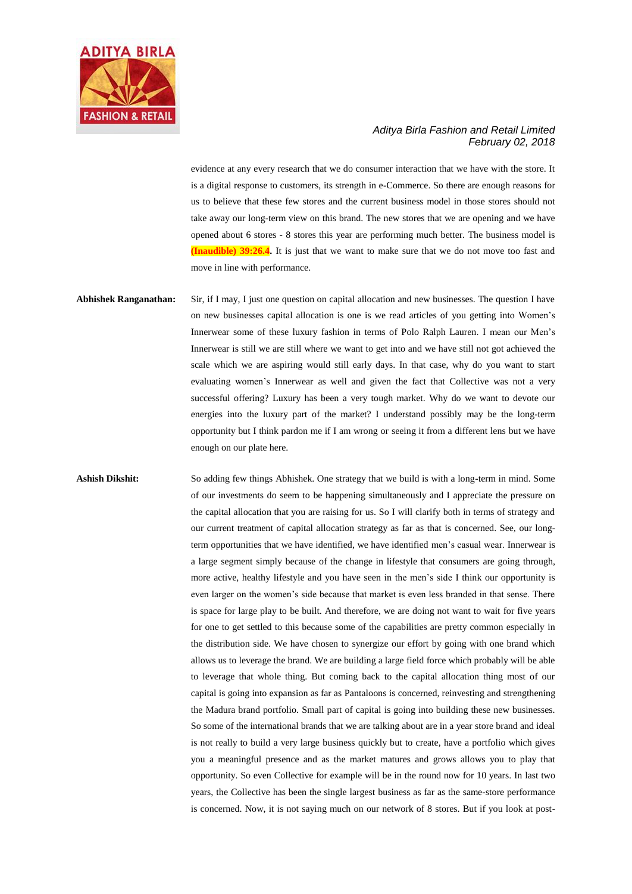evidence at any every research that we do consumer interaction that we have with the store. It is a digital response to customers, its strength in e-Commerce. So there are enough reasons for us to believe that these few stores and the current business model in those stores should not take away our long-term view on this brand. The new stores that we are opening and we have opened about 6 stores - 8 stores this year are performing much better. The business model is **(Inaudible) 39:26.4.** It is just that we want to make sure that we do not move too fast and move in line with performance.

**Abhishek Ranganathan:** Sir, if I may, I just one question on capital allocation and new businesses. The question I have on new businesses capital allocation is one is we read articles of you getting into Women's Innerwear some of these luxury fashion in terms of Polo Ralph Lauren. I mean our Men's Innerwear is still we are still where we want to get into and we have still not got achieved the scale which we are aspiring would still early days. In that case, why do you want to start evaluating women's Innerwear as well and given the fact that Collective was not a very successful offering? Luxury has been a very tough market. Why do we want to devote our energies into the luxury part of the market? I understand possibly may be the long-term opportunity but I think pardon me if I am wrong or seeing it from a different lens but we have enough on our plate here.

**Ashish Dikshit:** So adding few things Abhishek. One strategy that we build is with a long-term in mind. Some of our investments do seem to be happening simultaneously and I appreciate the pressure on the capital allocation that you are raising for us. So I will clarify both in terms of strategy and our current treatment of capital allocation strategy as far as that is concerned. See, our long-term opportunities that we have identified, we have identified men's casual wear. Innerwear is a large segment simply because of the change in lifestyle that consumers are going through, more active, healthy lifestyle and you have seen in the men's side I think our opportunity is even larger on the women's side because that market is even less branded in that sense. There is space for large play to be built. And therefore, we are doing not want to wait for five years for one to get settled to this because some of the capabilities are pretty common especially in the distribution side. We have chosen to synergize our effort by going with one brand which allows us to leverage the brand. We are building a large field force which probably will be able to leverage that whole thing. But coming back to the capital allocation thing most of our capital is going into expansion as far as Pantaloons is concerned, reinvesting and strengthening the Madura brand portfolio. Small part of capital is going into building these new businesses. So some of the international brands that we are talking about are in a year store brand and ideal is not really to build a very large business quickly but to create, have a portfolio which gives you a meaningful presence and as the market matures and grows allows you to play that opportunity. So even Collective for example will be in the round now for 10 years. In last two years, the Collective has been the single largest business as far as the same-store performance is concerned. Now, it is not saying much on our network of 8 stores. But if you look at post-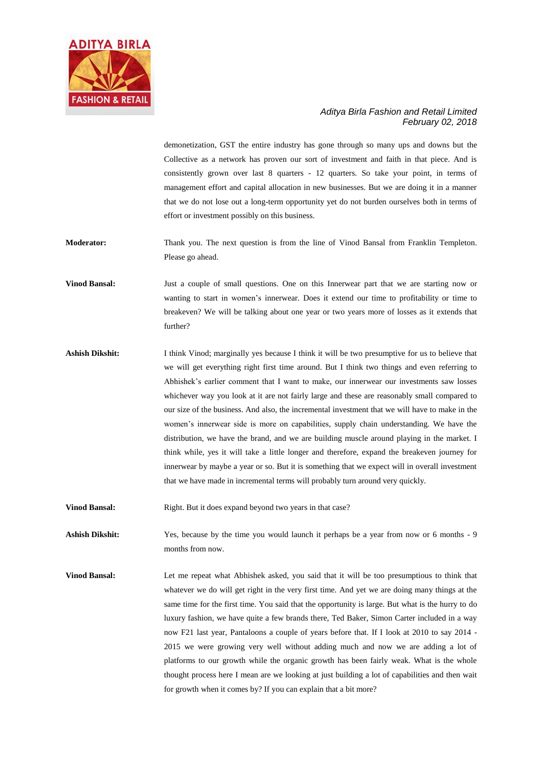demonetization, GST the entire industry has gone through so many ups and downs but the Collective as a network has proven our sort of investment and faith in that piece. And is consistently grown over last 8 quarters - 12 quarters. So take your point, in terms of management effort and capital allocation in new businesses. But we are doing it in a manner that we do not lose out a long-term opportunity yet do not burden ourselves both in terms of effort or investment possibly on this business.

**Moderator:** Thank you. The next question is from the line of Vinod Bansal from Franklin Templeton. Please go ahead.

**Vinod Bansal:** Just a couple of small questions. One on this Innerwear part that we are starting now or wanting to start in women's innerwear. Does it extend our time to profitability or time to breakeven? We will be talking about one year or two years more of losses as it extends that further?

**Ashish Dikshit:** I think Vinod; marginally yes because I think it will be two presumptive for us to believe that we will get everything right first time around. But I think two things and even referring to Abhishek's earlier comment that I want to make, our innerwear our investments saw losses whichever way you look at it are not fairly large and these are reasonably small compared to our size of the business. And also, the incremental investment that we will have to make in the women's innerwear side is more on capabilities, supply chain understanding. We have the distribution, we have the brand, and we are building muscle around playing in the market. I think while, yes it will take a little longer and therefore, expand the breakeven journey for innerwear by maybe a year or so. But it is something that we expect will in overall investment that we have made in incremental terms will probably turn around very quickly.

**Vinod Bansal:** Right. But it does expand beyond two years in that case?

**Ashish Dikshit:** Yes, because by the time you would launch it perhaps be a year from now or 6 months - 9 months from now.

**Vinod Bansal:** Let me repeat what Abhishek asked, you said that it will be too presumptious to think that whatever we do will get right in the very first time. And yet we are doing many things at the same time for the first time. You said that the opportunity is large. But what is the hurry to do luxury fashion, we have quite a few brands there, Ted Baker, Simon Carter included in a way now F21 last year, Pantaloons a couple of years before that. If I look at 2010 to say 2014 - 2015 we were growing very well without adding much and now we are adding a lot of platforms to our growth while the organic growth has been fairly weak. What is the whole thought process here I mean are we looking at just building a lot of capabilities and then wait for growth when it comes by? If you can explain that a bit more?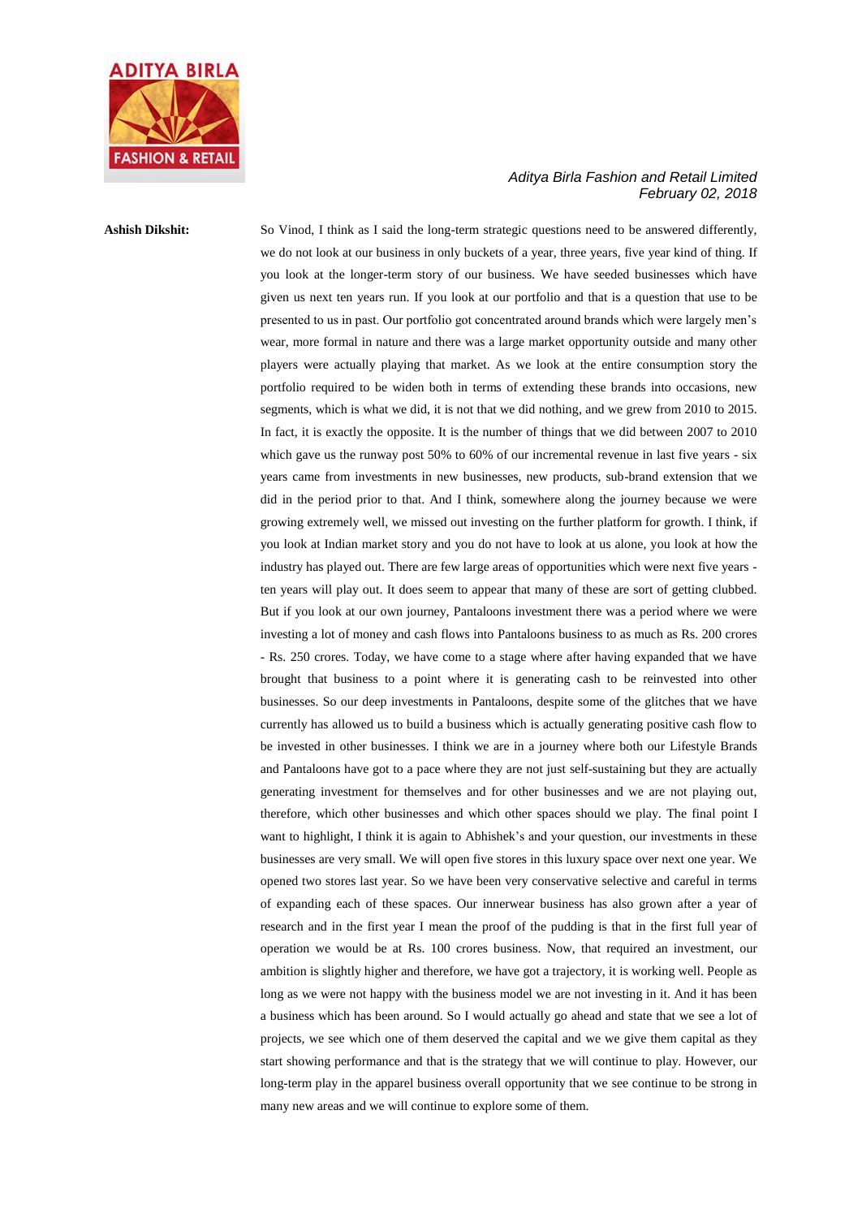**Ashish Dikshit:** So Vinod, I think as I said the long-term strategic questions need to be answered differently, we do not look at our business in only buckets of a year, three years, five year kind of thing. If you look at the longer-term story of our business. We have seeded businesses which have given us next ten years run. If you look at our portfolio and that is a question that use to be presented to us in past. Our portfolio got concentrated around brands which were largely men's wear, more formal in nature and there was a large market opportunity outside and many other players were actually playing that market. As we look at the entire consumption story the portfolio required to be widen both in terms of extending these brands into occasions, new segments, which is what we did, it is not that we did nothing, and we grew from 2010 to 2015. In fact, it is exactly the opposite. It is the number of things that we did between 2007 to 2010 which gave us the runway post 50% to 60% of our incremental revenue in last five years - six years came from investments in new businesses, new products, sub-brand extension that we did in the period prior to that. And I think, somewhere along the journey because we were growing extremely well, we missed out investing on the further platform for growth. I think, if you look at Indian market story and you do not have to look at us alone, you look at how the industry has played out. There are few large areas of opportunities which were next five years - ten years will play out. It does seem to appear that many of these are sort of getting clubbed. But if you look at our own journey, Pantaloons investment there was a period where we were investing a lot of money and cash flows into Pantaloons business to as much as Rs. 200 crores - Rs. 250 crores. Today, we have come to a stage where after having expanded that we have brought that business to a point where it is generating cash to be reinvested into other businesses. So our deep investments in Pantaloons, despite some of the glitches that we have currently has allowed us to build a business which is actually generating positive cash flow to be invested in other businesses. I think we are in a journey where both our Lifestyle Brands and Pantaloons have got to a pace where they are not just self-sustaining but they are actually generating investment for themselves and for other businesses and we are not playing out, therefore, which other businesses and which other spaces should we play. The final point I want to highlight, I think it is again to Abhishek's and your question, our investments in these businesses are very small. We will open five stores in this luxury space over next one year. We opened two stores last year. So we have been very conservative selective and careful in terms of expanding each of these spaces. Our innerwear business has also grown after a year of research and in the first year I mean the proof of the pudding is that in the first full year of operation we would be at Rs. 100 crores business. Now, that required an investment, our ambition is slightly higher and therefore, we have got a trajectory, it is working well. People as long as we were not happy with the business model we are not investing in it. And it has been a business which has been around. So I would actually go ahead and state that we see a lot of projects, we see which one of them deserved the capital and we we give them capital as they start showing performance and that is the strategy that we will continue to play. However, our long-term play in the apparel business overall opportunity that we see continue to be strong in many new areas and we will continue to explore some of them.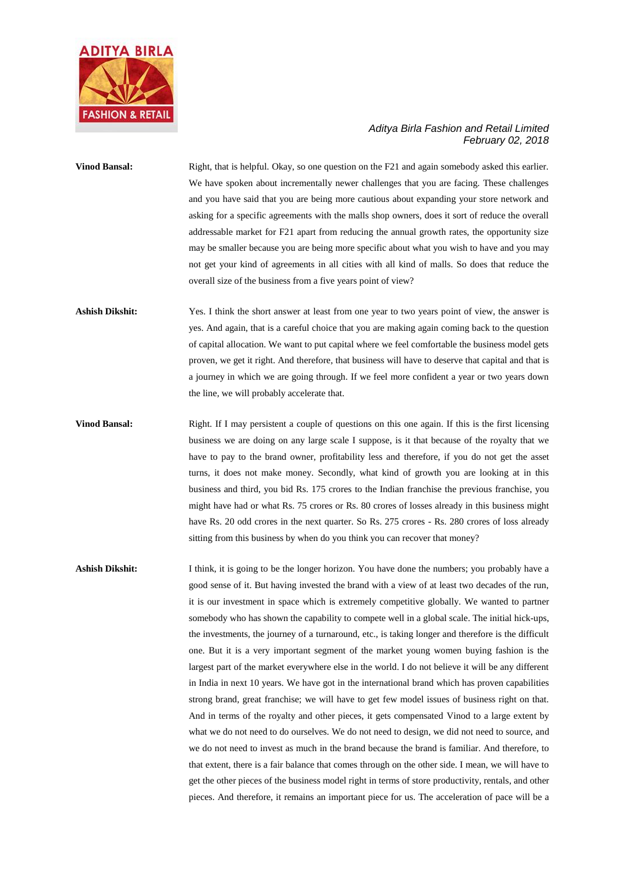**Vinod Bansal:** Right, that is helpful. Okay, so one question on the F21 and again somebody asked this earlier. We have spoken about incrementally newer challenges that you are facing. These challenges and you have said that you are being more cautious about expanding your store network and asking for a specific agreements with the malls shop owners, does it sort of reduce the overall addressable market for F21 apart from reducing the annual growth rates, the opportunity size may be smaller because you are being more specific about what you wish to have and you may not get your kind of agreements in all cities with all kind of malls. So does that reduce the overall size of the business from a five years point of view?

**Ashish Dikshit:** Yes. I think the short answer at least from one year to two years point of view, the answer is yes. And again, that is a careful choice that you are making again coming back to the question of capital allocation. We want to put capital where we feel comfortable the business model gets proven, we get it right. And therefore, that business will have to deserve that capital and that is a journey in which we are going through. If we feel more confident a year or two years down the line, we will probably accelerate that.

**Vinod Bansal:** Right. If I may persistent a couple of questions on this one again. If this is the first licensing business we are doing on any large scale I suppose, is it that because of the royalty that we have to pay to the brand owner, profitability less and therefore, if you do not get the asset turns, it does not make money. Secondly, what kind of growth you are looking at in this business and third, you bid Rs. 175 crores to the Indian franchise the previous franchise, you might have had or what Rs. 75 crores or Rs. 80 crores of losses already in this business might have Rs. 20 odd crores in the next quarter. So Rs. 275 crores - Rs. 280 crores of loss already sitting from this business by when do you think you can recover that money?

**Ashish Dikshit:** I think, it is going to be the longer horizon. You have done the numbers; you probably have a good sense of it. But having invested the brand with a view of at least two decades of the run, it is our investment in space which is extremely competitive globally. We wanted to partner somebody who has shown the capability to compete well in a global scale. The initial hick-ups, the investments, the journey of a turnaround, etc., is taking longer and therefore is the difficult one. But it is a very important segment of the market young women buying fashion is the largest part of the market everywhere else in the world. I do not believe it will be any different in India in next 10 years. We have got in the international brand which has proven capabilities strong brand, great franchise; we will have to get few model issues of business right on that. And in terms of the royalty and other pieces, it gets compensated Vinod to a large extent by what we do not need to do ourselves. We do not need to design, we did not need to source, and we do not need to invest as much in the brand because the brand is familiar. And therefore, to that extent, there is a fair balance that comes through on the other side. I mean, we will have to get the other pieces of the business model right in terms of store productivity, rentals, and other pieces. And therefore, it remains an important piece for us. The acceleration of pace will be a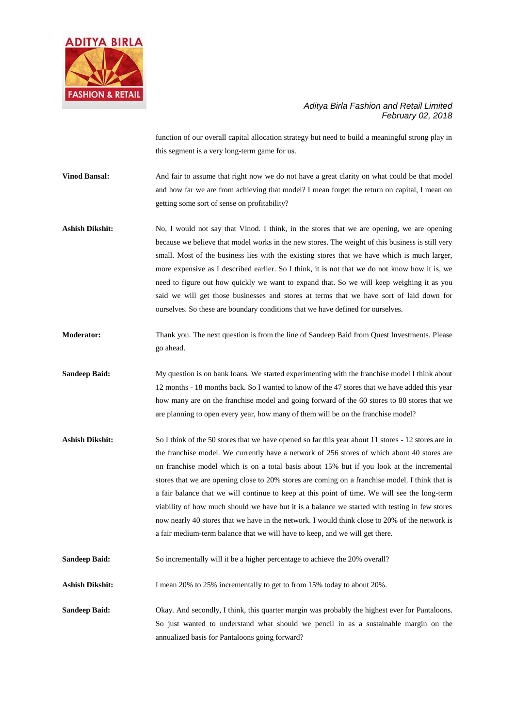function of our overall capital allocation strategy but need to build a meaningful strong play in this segment is a very long-term game for us.

**Vinod Bansal:** And fair to assume that right now we do not have a great clarity on what could be that model and how far we are from achieving that model? I mean forget the return on capital, I mean on getting some sort of sense on profitability?

**Ashish Dikshit:** No, I would not say that Vinod. I think, in the stores that we are opening, we are opening because we believe that model works in the new stores. The weight of this business is still very small. Most of the business lies with the existing stores that we have which is much larger, more expensive as I described earlier. So I think, it is not that we do not know how it is, we need to figure out how quickly we want to expand that. So we will keep weighing it as you said we will get those businesses and stores at terms that we have sort of laid down for ourselves. So these are boundary conditions that we have defined for ourselves.

**Moderator:** Thank you. The next question is from the line of Sandeep Baid from Quest Investments. Please go ahead.

**Sandeep Baid:** My question is on bank loans. We started experimenting with the franchise model I think about 12 months - 18 months back. So I wanted to know of the 47 stores that we have added this year how many are on the franchise model and going forward of the 60 stores to 80 stores that we are planning to open every year, how many of them will be on the franchise model?

**Ashish Dikshit:** So I think of the 50 stores that we have opened so far this year about 11 stores - 12 stores are in the franchise model. We currently have a network of 256 stores of which about 40 stores are on franchise model which is on a total basis about 15% but if you look at the incremental stores that we are opening close to 20% stores are coming on a franchise model. I think that is a fair balance that we will continue to keep at this point of time. We will see the long-term viability of how much should we have but it is a balance we started with testing in few stores now nearly 40 stores that we have in the network. I would think close to 20% of the network is a fair medium-term balance that we will have to keep, and we will get there.

**Sandeep Baid:** So incrementally will it be a higher percentage to achieve the 20% overall?

**Ashish Dikshit:** I mean 20% to 25% incrementally to get to from 15% today to about 20%.

**Sandeep Baid:** Okay. And secondly, I think, this quarter margin was probably the highest ever for Pantaloons. So just wanted to understand what should we pencil in as a sustainable margin on the annualized basis for Pantaloons going forward?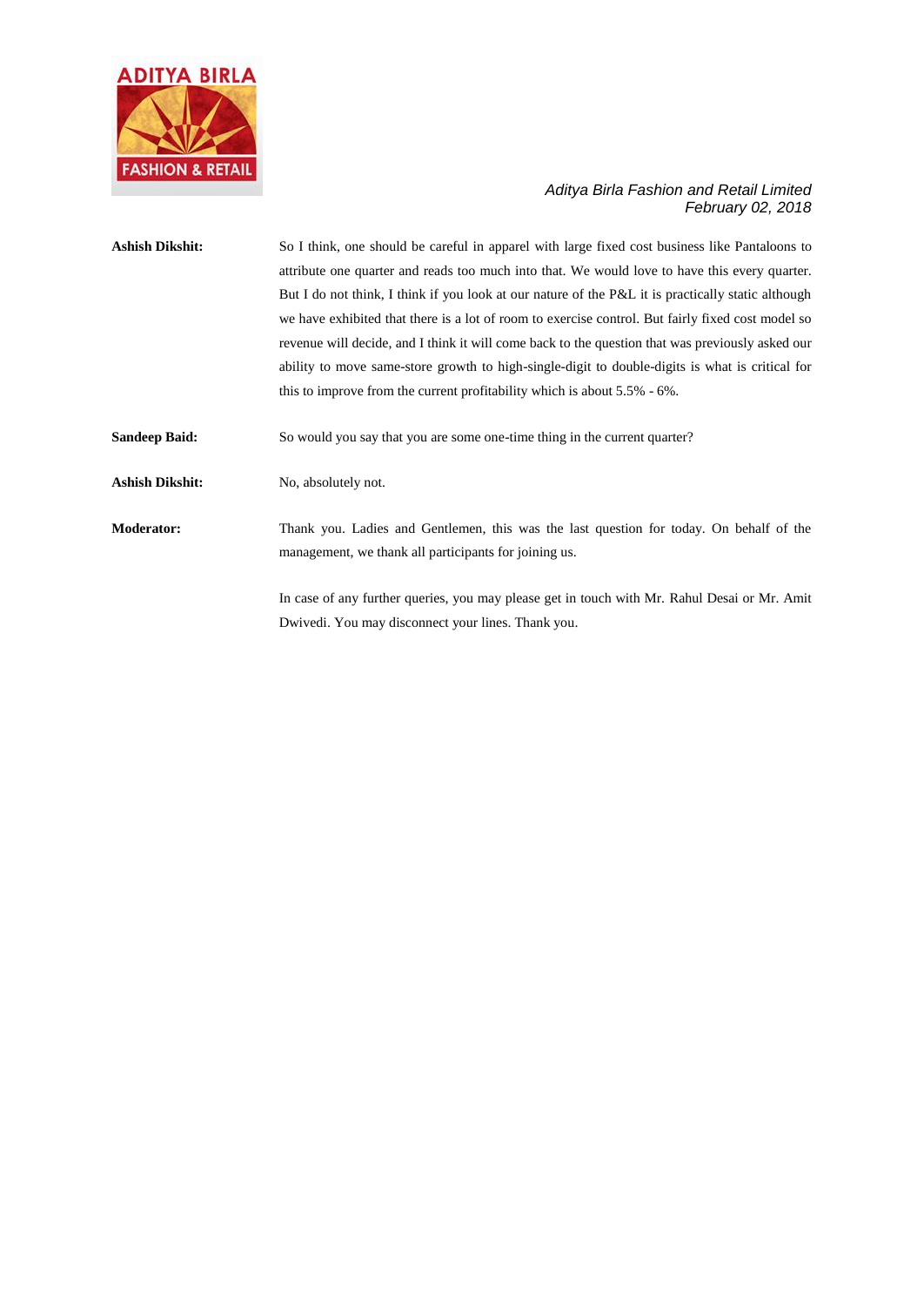**Ashish Dikshit:** So I think, one should be careful in apparel with large fixed cost business like Pantaloons to attribute one quarter and reads too much into that. We would love to have this every quarter. But I do not think, I think if you look at our nature of the P&L it is practically static although we have exhibited that there is a lot of room to exercise control. But fairly fixed cost model so revenue will decide, and I think it will come back to the question that was previously asked our ability to move same-store growth to high-single-digit to double-digits is what is critical for this to improve from the current profitability which is about 5.5% - 6%.

**Sandeep Baid:** So would you say that you are some one-time thing in the current quarter?

**Ashish Dikshit:** No, absolutely not.

**Moderator:** Thank you. Ladies and Gentlemen, this was the last question for today. On behalf of the management, we thank all participants for joining us.

In case of any further queries, you may please get in touch with Mr. Rahul Desai or Mr. Amit Dwivedi. You may disconnect your lines. Thank you.